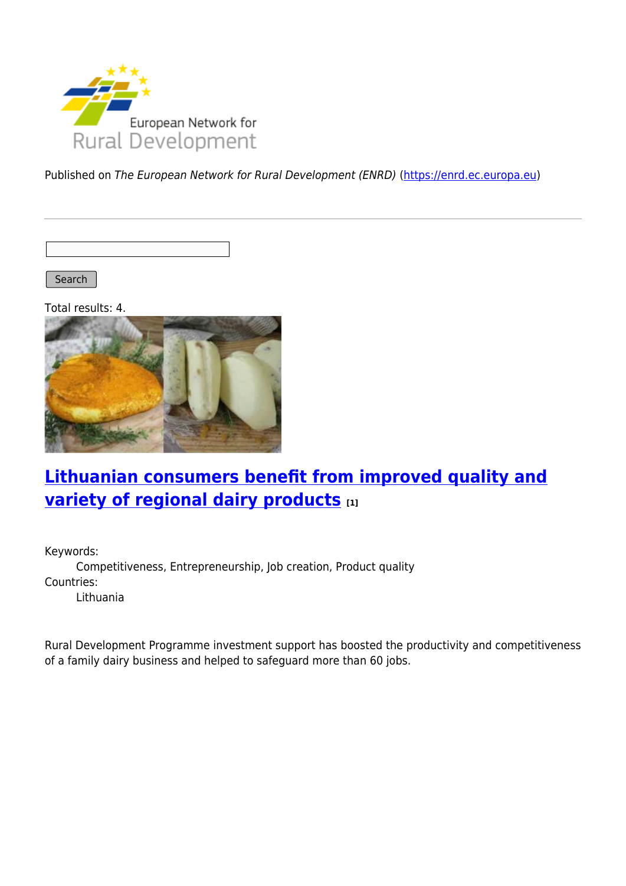Published on *The European Network for Rural Development (ENRD)* (https://enrd.ec.europa.eu)

Search

Total results: 4.

## Lithuanian consumers benefit from improved quality and variety of regional dairy products [1]

Keywords:
: Competitiveness, Entrepreneurship, Job creation, Product quality

Countries:
: Lithuania

Rural Development Programme investment support has boosted the productivity and competitiveness of a family dairy business and helped to safeguard more than 60 jobs.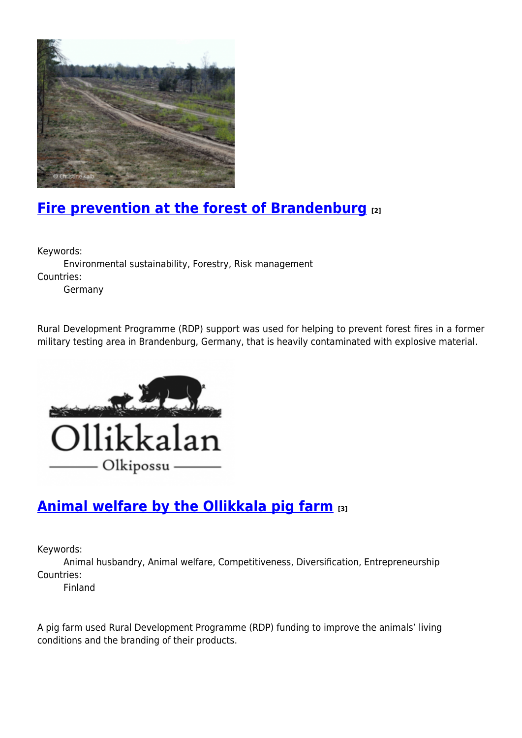## [Fire prevention at the forest of Brandenburg](#) [2]

Keywords:
: Environmental sustainability, Forestry, Risk management

Countries:
: Germany

Rural Development Programme (RDP) support was used for helping to prevent forest fires in a former military testing area in Brandenburg, Germany, that is heavily contaminated with explosive material.

## [Animal welfare by the Ollikkala pig farm](#) [3]

Keywords:
: Animal husbandry, Animal welfare, Competitiveness, Diversification, Entrepreneurship

Countries:
: Finland

A pig farm used Rural Development Programme (RDP) funding to improve the animals' living conditions and the branding of their products.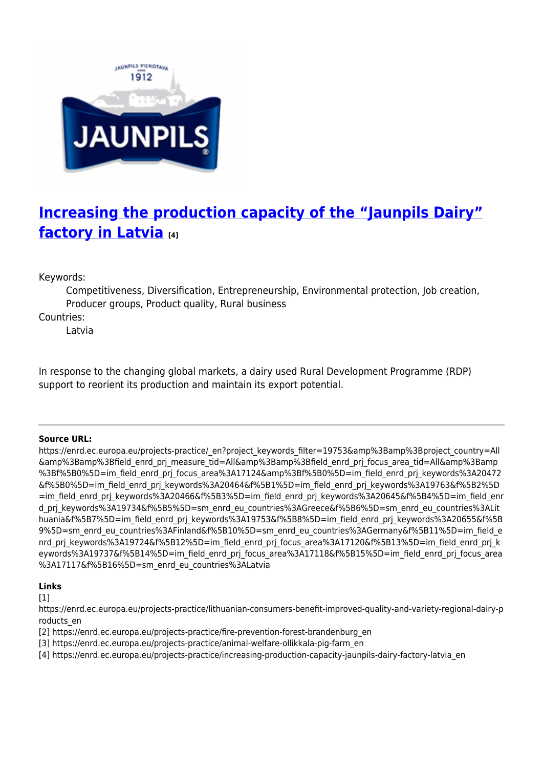## Increasing the production capacity of the "Jaunpils Dairy" factory in Latvia [4]

Keywords:
: Competitiveness, Diversification, Entrepreneurship, Environmental protection, Job creation, Producer groups, Product quality, Rural business

Countries:
: Latvia

In response to the changing global markets, a dairy used Rural Development Programme (RDP) support to reorient its production and maintain its export potential.

---

**Source URL:**
https://enrd.ec.europa.eu/projects-practice/_en?project_keywords_filter=19753&amp%3Bamp%3Bproject_country=All&amp%3Bamp%3Bfield_enrd_prj_measure_tid=All&amp%3Bamp%3Bfield_enrd_prj_focus_area_tid=All&amp%3Bamp%3Bf%5B0%5D=im_field_enrd_prj_focus_area%3A17124&amp%3Bf%5B0%5D=im_field_enrd_prj_keywords%3A20472&f%5B0%5D=im_field_enrd_prj_keywords%3A20464&f%5B1%5D=im_field_enrd_prj_keywords%3A19763&f%5B2%5D=im_field_enrd_prj_keywords%3A20466&f%5B3%5D=im_field_enrd_prj_keywords%3A20645&f%5B4%5D=im_field_enrd_prj_keywords%3A19734&f%5B5%5D=sm_enrd_eu_countries%3AGreece&f%5B6%5D=sm_enrd_eu_countries%3ALithuania&f%5B7%5D=im_field_enrd_prj_keywords%3A19753&f%5B8%5D=im_field_enrd_prj_keywords%3A20655&f%5B9%5D=sm_enrd_eu_countries%3AFinland&f%5B10%5D=sm_enrd_eu_countries%3AGermany&f%5B11%5D=im_field_enrd_prj_keywords%3A19724&f%5B12%5D=im_field_enrd_prj_focus_area%3A17120&f%5B13%5D=im_field_enrd_prj_keywords%3A19737&f%5B14%5D=im_field_enrd_prj_focus_area%3A17118&f%5B15%5D=im_field_enrd_prj_focus_area%3A17117&f%5B16%5D=sm_enrd_eu_countries%3ALatvia

**Links**

[1] https://enrd.ec.europa.eu/projects-practice/lithuanian-consumers-benefit-improved-quality-and-variety-regional-dairy-products_en
[2] https://enrd.ec.europa.eu/projects-practice/fire-prevention-forest-brandenburg_en
[3] https://enrd.ec.europa.eu/projects-practice/animal-welfare-ollikkala-pig-farm_en
[4] https://enrd.ec.europa.eu/projects-practice/increasing-production-capacity-jaunpils-dairy-factory-latvia_en